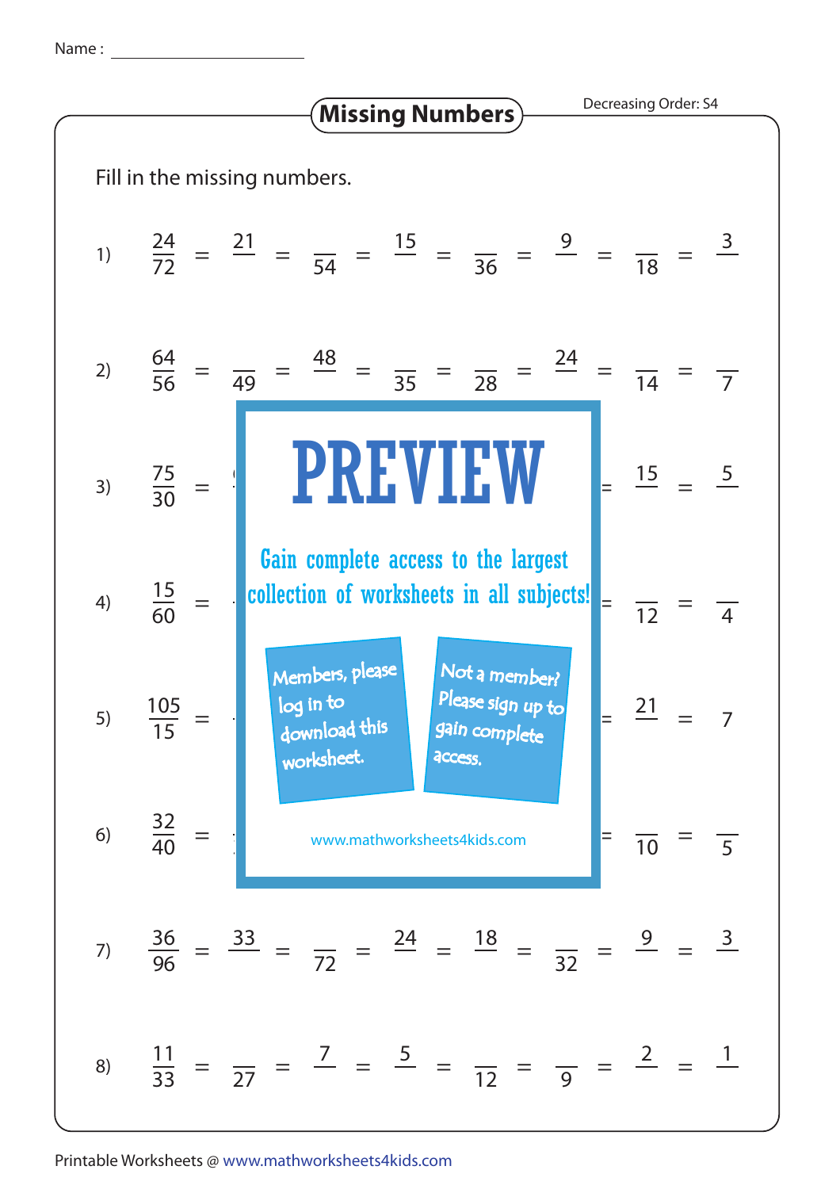Name : ______________________

## Missing Numbers

Decreasing Order: S4

Fill in the missing numbers.

1) $\frac{24}{72} = \frac{21}{\quad} = \frac{\quad}{54} = \frac{15}{\quad} = \frac{\quad}{36} = \frac{9}{\quad} = \frac{\quad}{18} = \frac{3}{\quad}$

2) $\frac{64}{56} = \frac{\quad}{49} = \frac{48}{\quad} = \frac{\quad}{35} = \frac{\quad}{28} = \frac{24}{\quad} = \frac{\quad}{14} = \frac{\quad}{7}$

3) $\frac{75}{30} = \quad \ldots \quad = \frac{15}{\quad} = \frac{5}{\quad}$

4) $\frac{15}{60} = \quad \ldots \quad = \frac{\quad}{12} = \frac{\quad}{4}$

5) $\frac{105}{15} = \quad \ldots \quad = \frac{21}{\quad} = 7$

6) $\frac{32}{40} = \quad \ldots \quad = \frac{\quad}{10} = \frac{\quad}{5}$

7) $\frac{36}{96} = \frac{33}{\quad} = \frac{\quad}{72} = \frac{24}{\quad} = \frac{18}{\quad} = \frac{\quad}{32} = \frac{9}{\quad} = \frac{3}{\quad}$

8) $\frac{11}{33} = \frac{\quad}{27} = \frac{7}{\quad} = \frac{5}{\quad} = \frac{\quad}{12} = \frac{\quad}{9} = \frac{2}{\quad} = \frac{1}{\quad}$

PREVIEW

Gain complete access to the largest collection of worksheets in all subjects!

Members, please log in to download this worksheet.

Not a member? Please sign up to gain complete access.

www.mathworksheets4kids.com

Printable Worksheets @ www.mathworksheets4kids.com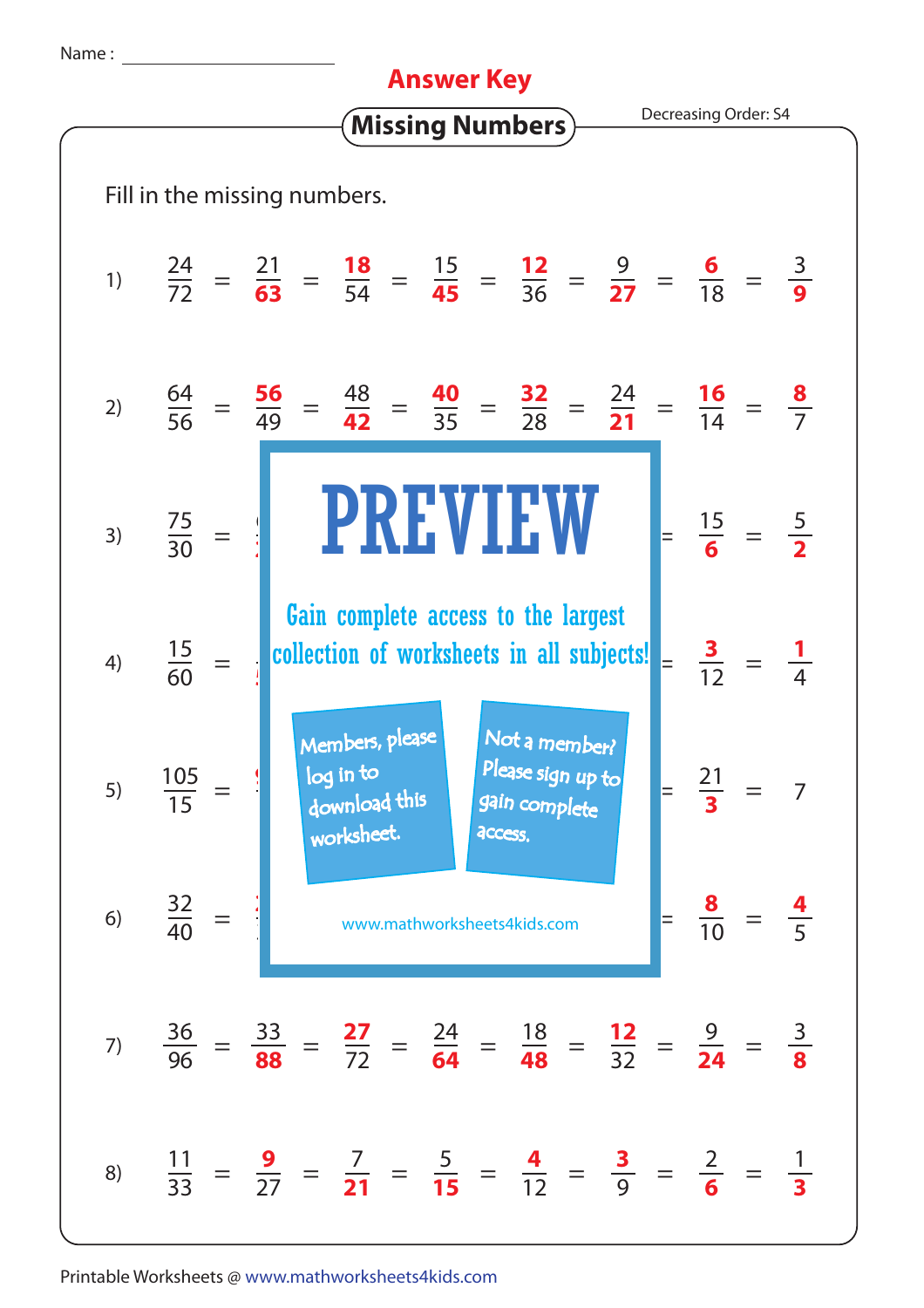Name : ____________________

# Answer Key

## Missing Numbers

Decreasing Order: S4

Fill in the missing numbers.

1) $\frac{24}{72} = \frac{21}{63} = \frac{18}{54} = \frac{15}{45} = \frac{12}{36} = \frac{9}{27} = \frac{6}{18} = \frac{3}{9}$

2) $\frac{64}{56} = \frac{56}{49} = \frac{48}{42} = \frac{40}{35} = \frac{32}{28} = \frac{24}{21} = \frac{16}{14} = \frac{8}{7}$

3) $\frac{75}{30} =$ ... $= \frac{15}{6} = \frac{5}{2}$

4) $\frac{15}{60} =$ ... $= \frac{3}{12} = \frac{1}{4}$

5) $\frac{105}{15} =$ ... $= \frac{21}{3} = 7$

6) $\frac{32}{40} =$ ... $= \frac{8}{10} = \frac{4}{5}$

7) $\frac{36}{96} = \frac{33}{88} = \frac{27}{72} = \frac{24}{64} = \frac{18}{48} = \frac{12}{32} = \frac{9}{24} = \frac{3}{8}$

8) $\frac{11}{33} = \frac{9}{27} = \frac{7}{21} = \frac{5}{15} = \frac{4}{12} = \frac{3}{9} = \frac{2}{6} = \frac{1}{3}$

PREVIEW

Gain complete access to the largest collection of worksheets in all subjects!

Members, please log in to download this worksheet.

Not a member? Please sign up to gain complete access.

www.mathworksheets4kids.com

Printable Worksheets @ www.mathworksheets4kids.com